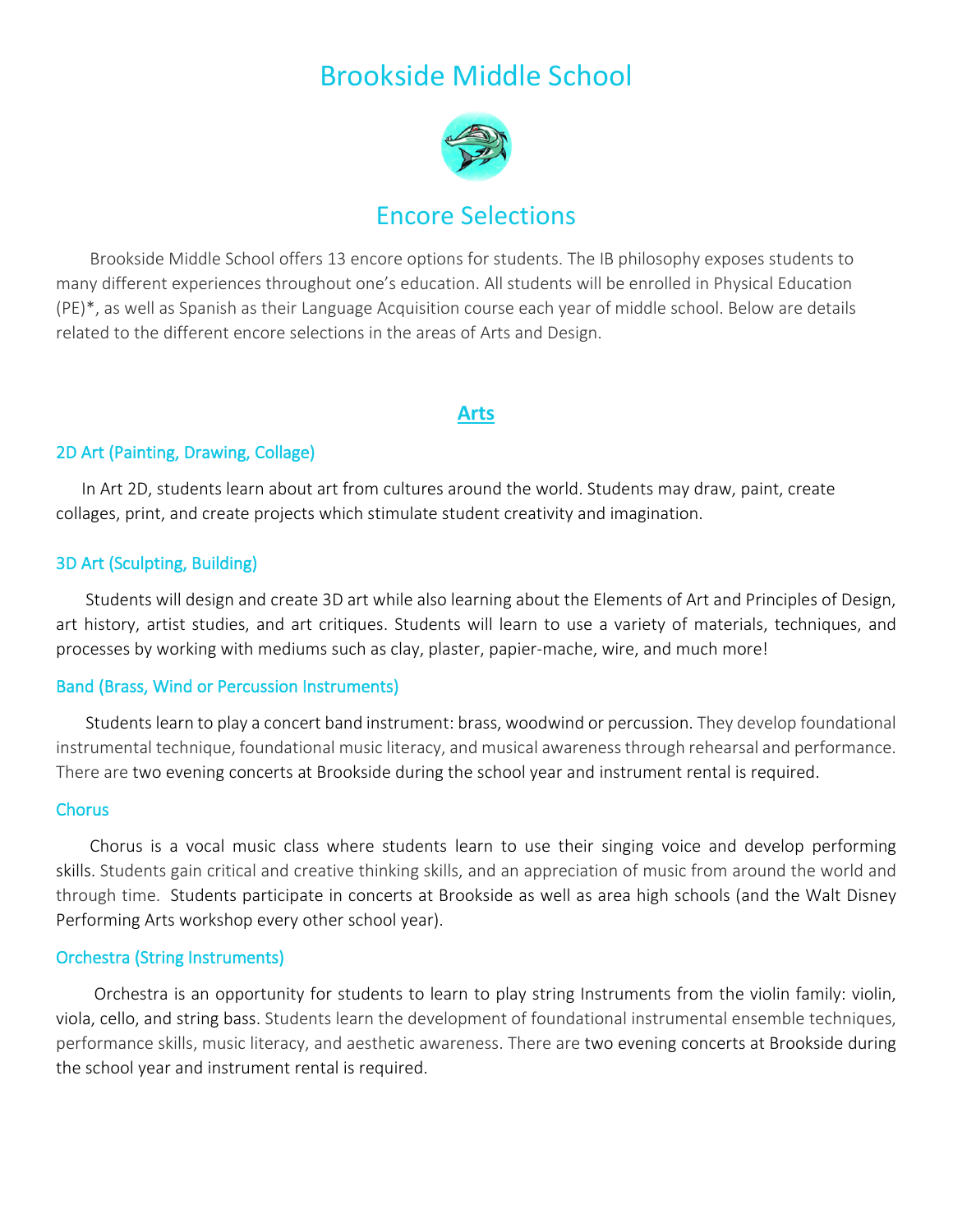# Brookside Middle School

## Encore Selections

Brookside Middle School offers 13 encore options for students. The IB philosophy exposes students to many different experiences throughout one's education. All students will be enrolled in Physical Education (PE)*, as well as Spanish as their Language Acquisition course each year of middle school. Below are details related to the different encore selections in the areas of Arts and Design.

## Arts

### 2D Art (Painting, Drawing, Collage)

In Art 2D, students learn about art from cultures around the world. Students may draw, paint, create collages, print, and create projects which stimulate student creativity and imagination.

### 3D Art (Sculpting, Building)

Students will design and create 3D art while also learning about the Elements of Art and Principles of Design, art history, artist studies, and art critiques. Students will learn to use a variety of materials, techniques, and processes by working with mediums such as clay, plaster, papier-mache, wire, and much more!

### Band (Brass, Wind or Percussion Instruments)

Students learn to play a concert band instrument: brass, woodwind or percussion. They develop foundational instrumental technique, foundational music literacy, and musical awareness through rehearsal and performance. There are two evening concerts at Brookside during the school year and instrument rental is required.

### Chorus

Chorus is a vocal music class where students learn to use their singing voice and develop performing skills. Students gain critical and creative thinking skills, and an appreciation of music from around the world and through time. Students participate in concerts at Brookside as well as area high schools (and the Walt Disney Performing Arts workshop every other school year).

### Orchestra (String Instruments)

Orchestra is an opportunity for students to learn to play string Instruments from the violin family: violin, viola, cello, and string bass. Students learn the development of foundational instrumental ensemble techniques, performance skills, music literacy, and aesthetic awareness. There are two evening concerts at Brookside during the school year and instrument rental is required.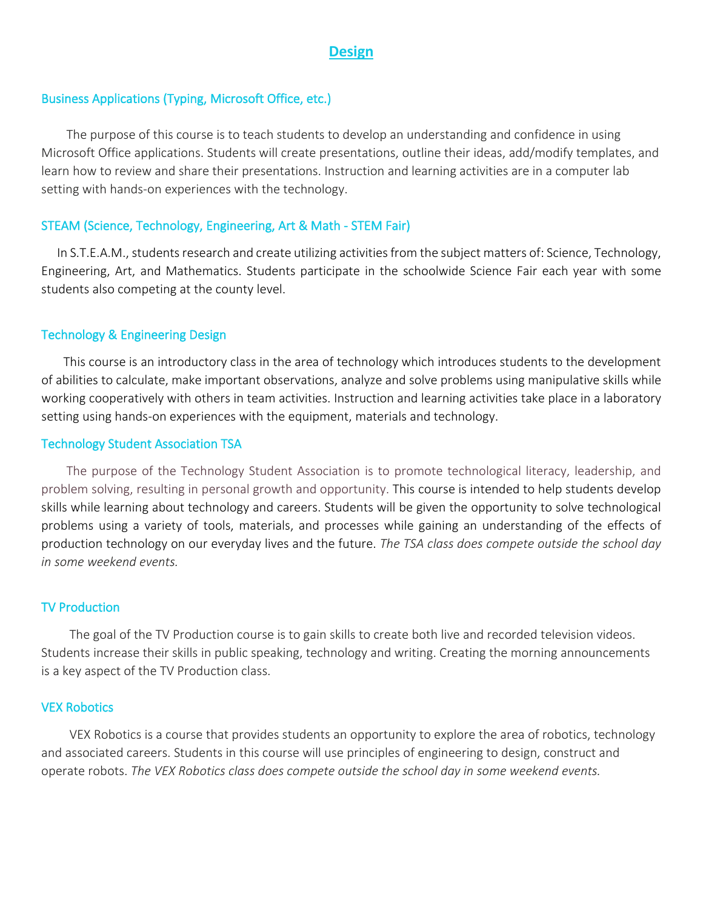# Design

### Business Applications (Typing, Microsoft Office, etc.)

The purpose of this course is to teach students to develop an understanding and confidence in using Microsoft Office applications. Students will create presentations, outline their ideas, add/modify templates, and learn how to review and share their presentations. Instruction and learning activities are in a computer lab setting with hands-on experiences with the technology.

### STEAM (Science, Technology, Engineering, Art & Math - STEM Fair)

In S.T.E.A.M., students research and create utilizing activities from the subject matters of: Science, Technology, Engineering, Art, and Mathematics. Students participate in the schoolwide Science Fair each year with some students also competing at the county level.

### Technology & Engineering Design

This course is an introductory class in the area of technology which introduces students to the development of abilities to calculate, make important observations, analyze and solve problems using manipulative skills while working cooperatively with others in team activities. Instruction and learning activities take place in a laboratory setting using hands-on experiences with the equipment, materials and technology.

### Technology Student Association TSA

The purpose of the Technology Student Association is to promote technological literacy, leadership, and problem solving, resulting in personal growth and opportunity. This course is intended to help students develop skills while learning about technology and careers. Students will be given the opportunity to solve technological problems using a variety of tools, materials, and processes while gaining an understanding of the effects of production technology on our everyday lives and the future. *The TSA class does compete outside the school day in some weekend events.*

### TV Production

The goal of the TV Production course is to gain skills to create both live and recorded television videos. Students increase their skills in public speaking, technology and writing. Creating the morning announcements is a key aspect of the TV Production class.

### VEX Robotics

VEX Robotics is a course that provides students an opportunity to explore the area of robotics, technology and associated careers. Students in this course will use principles of engineering to design, construct and operate robots. *The VEX Robotics class does compete outside the school day in some weekend events.*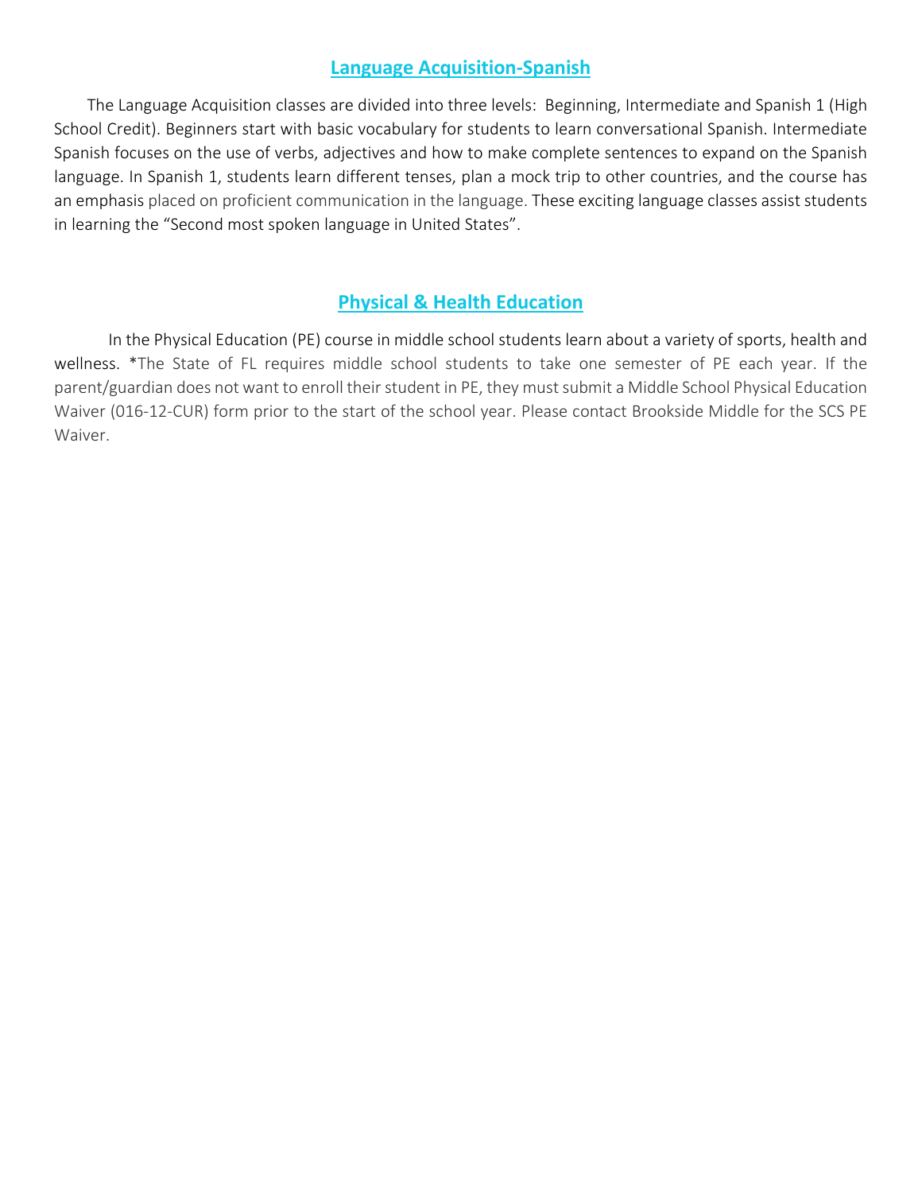## Language Acquisition-Spanish

The Language Acquisition classes are divided into three levels: Beginning, Intermediate and Spanish 1 (High School Credit). Beginners start with basic vocabulary for students to learn conversational Spanish. Intermediate Spanish focuses on the use of verbs, adjectives and how to make complete sentences to expand on the Spanish language. In Spanish 1, students learn different tenses, plan a mock trip to other countries, and the course has an emphasis placed on proficient communication in the language. These exciting language classes assist students in learning the "Second most spoken language in United States".

## Physical & Health Education

In the Physical Education (PE) course in middle school students learn about a variety of sports, health and wellness. *The State of FL requires middle school students to take one semester of PE each year. If the parent/guardian does not want to enroll their student in PE, they must submit a Middle School Physical Education Waiver (016-12-CUR) form prior to the start of the school year. Please contact Brookside Middle for the SCS PE Waiver.